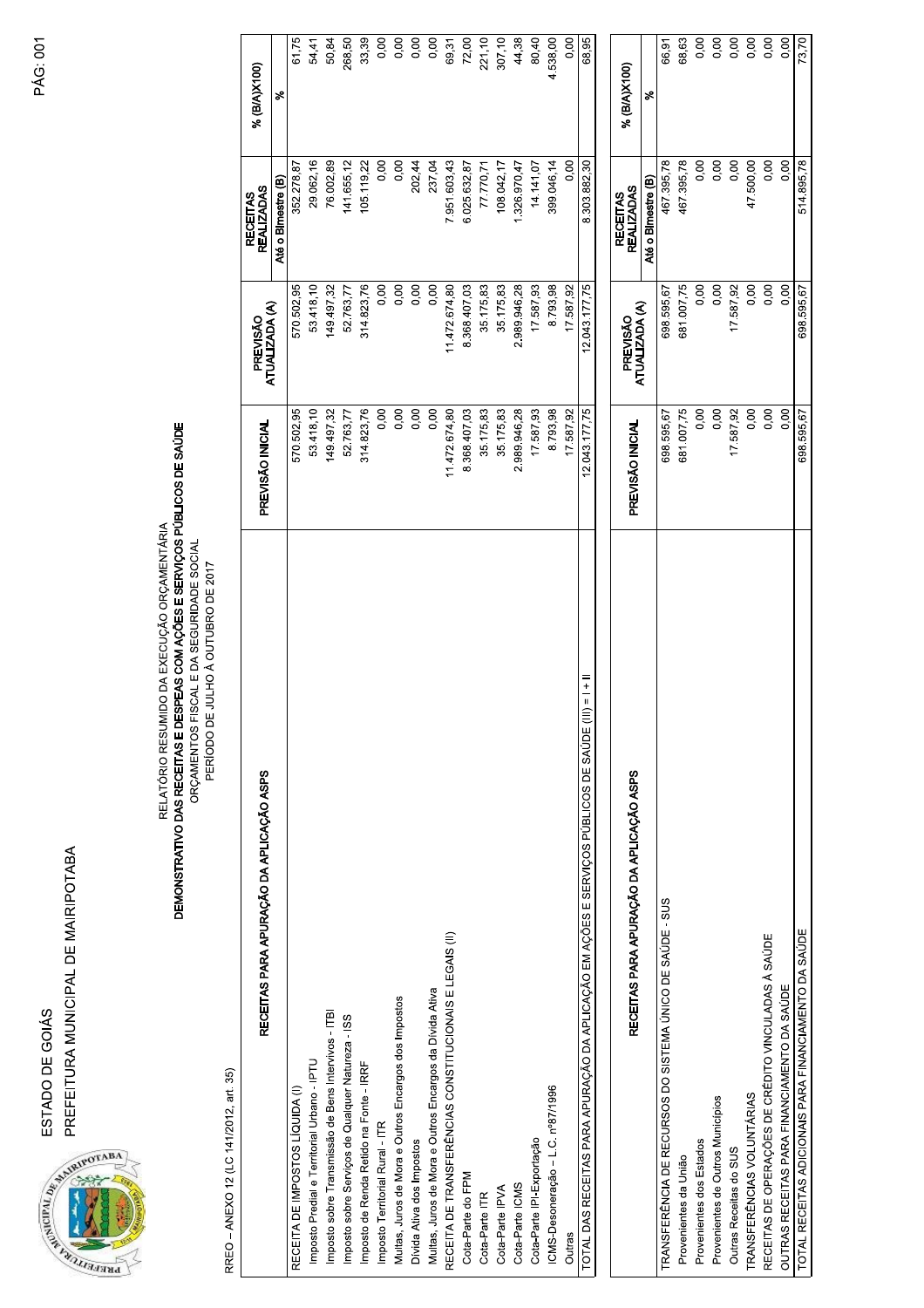ESTADO DE GOIÁS

PREFEITURA MUNICIPAL DE MAIRIPOTABA

RELATÓRIO RESUMIDO DA EXECUÇÃO ORÇAMENTÁRIA

**DEMONSTRATIVO DAS RECEITAS E DESPEAS COM AÇÕES E SERVIÇOS PÚBLICOS DE SAÚDE**

ORÇAMENTOS FISCAL E DA SEGURIDADE SOCIAL

PERÍODO DE JULHO À OUTUBRO DE 2017

RREO – ANEXO 12 (LC 141/2012, art. 35)

| RECEITAS PARA APURAÇÃO DA APLICAÇÃO ASPS | PREVISÃO INICIAL | PREVISÃO ATUALIZADA (A) | RECEITAS REALIZADAS | % (B/A)X100) |
|---|---|---|---|---|
| | | | Até o Bimestre (B) | % |
| RECEITA DE IMPOSTOS LÍQUIDA (I) | 570.502,95 | 570.502,95 | 352.278,87 | 61,75 |
| Imposto Predial e Territorial Urbano - IPTU | 53.418,10 | 53.418,10 | 29.062,16 | 54,41 |
| Imposto sobre Transmissão de Bens Intervivos - ITBI | 149.497,32 | 149.497,32 | 76.002,89 | 50,84 |
| Imposto sobre Serviços de Qualquer Natureza - ISS | 52.763,77 | 52.763,77 | 141.655,12 | 268,50 |
| Imposto de Renda Retido na Fonte - IRRF | 314.823,76 | 314.823,76 | 105.119,22 | 33,39 |
| Imposto Territorial Rural - ITR | 0,00 | 0,00 | 0,00 | 0,00 |
| Multas, Juros de Mora e Outros Encargos dos Impostos | 0,00 | 0,00 | 0,00 | 0,00 |
| Dívida Ativa dos Impostos | 0,00 | 0,00 | 202,44 | 0,00 |
| Multas, Juros de Mora e Outros Encargos da Dívida Ativa | 0,00 | 0,00 | 237,04 | 0,00 |
| RECEITA DE TRANSFERÊNCIAS CONSTITUCIONAIS E LEGAIS (II) | 11.472.674,80 | 11.472.674,80 | 7.951.603,43 | 69,31 |
| Cota-Parte do FPM | 8.368.407,03 | 8.368.407,03 | 6.025.632,87 | 72,00 |
| Cota-Parte ITR | 35.175,83 | 35.175,83 | 77.770,71 | 221,10 |
| Cota-Parte IPVA | 35.175,83 | 35.175,83 | 108.042,17 | 307,10 |
| Cota-Parte ICMS | 2.989.946,28 | 2.989.946,28 | 1.326.970,47 | 44,38 |
| Cota-Parte IPI-Exportação | 17.587,93 | 17.587,93 | 14.141,07 | 80,40 |
| ICMS-Desoneração – L.C. nº87/1996 | 8.793,98 | 8.793,98 | 399.046,14 | 4.538,00 |
| Outras | 17.587,92 | 17.587,92 | 0,00 | 0,00 |
| TOTAL DAS RECEITAS PARA APURAÇÃO DA APLICAÇÃO EM AÇÕES E SERVIÇOS PÚBLICOS DE SAÚDE (III) = I + II | 12.043.177,75 | 12.043.177,75 | 8.303.882,30 | 68,95 |

| RECEITAS PARA APURAÇÃO DA APLICAÇÃO ASPS | PREVISÃO INICIAL | PREVISÃO ATUALIZADA (A) | RECEITAS REALIZADAS | % (B/A)X100) |
|---|---|---|---|---|
| | | | Até o Bimestre (B) | % |
| TRANSFERÊNCIA DE RECURSOS DO SISTEMA ÚNICO DE SAÚDE - SUS | 698.595,67 | 698.595,67 | 467.395,78 | 66,91 |
| Provenientes da União | 681.007,75 | 681.007,75 | 467.395,78 | 68,63 |
| Provenientes dos Estados | 0,00 | 0,00 | 0,00 | 0,00 |
| Provenientes de Outros Municípios | 0,00 | 0,00 | 0,00 | 0,00 |
| Outras Receitas do SUS | 17.587,92 | 17.587,92 | 0,00 | 0,00 |
| TRANSFERÊNCIAS VOLUNTÁRIAS | 0,00 | 0,00 | 47.500,00 | 0,00 |
| RECEITAS DE OPERAÇÕES DE CRÉDITO VINCULADAS À SAÚDE | 0,00 | 0,00 | 0,00 | 0,00 |
| OUTRAS RECEITAS PARA FINANCIAMENTO DA SAÚDE | 0,00 | 0,00 | 0,00 | 0,00 |
| TOTAL RECEITAS ADICIONAIS PARA FINANCIAMENTO DA SAÚDE | 698.595,67 | 698.595,67 | 514.895,78 | 73,70 |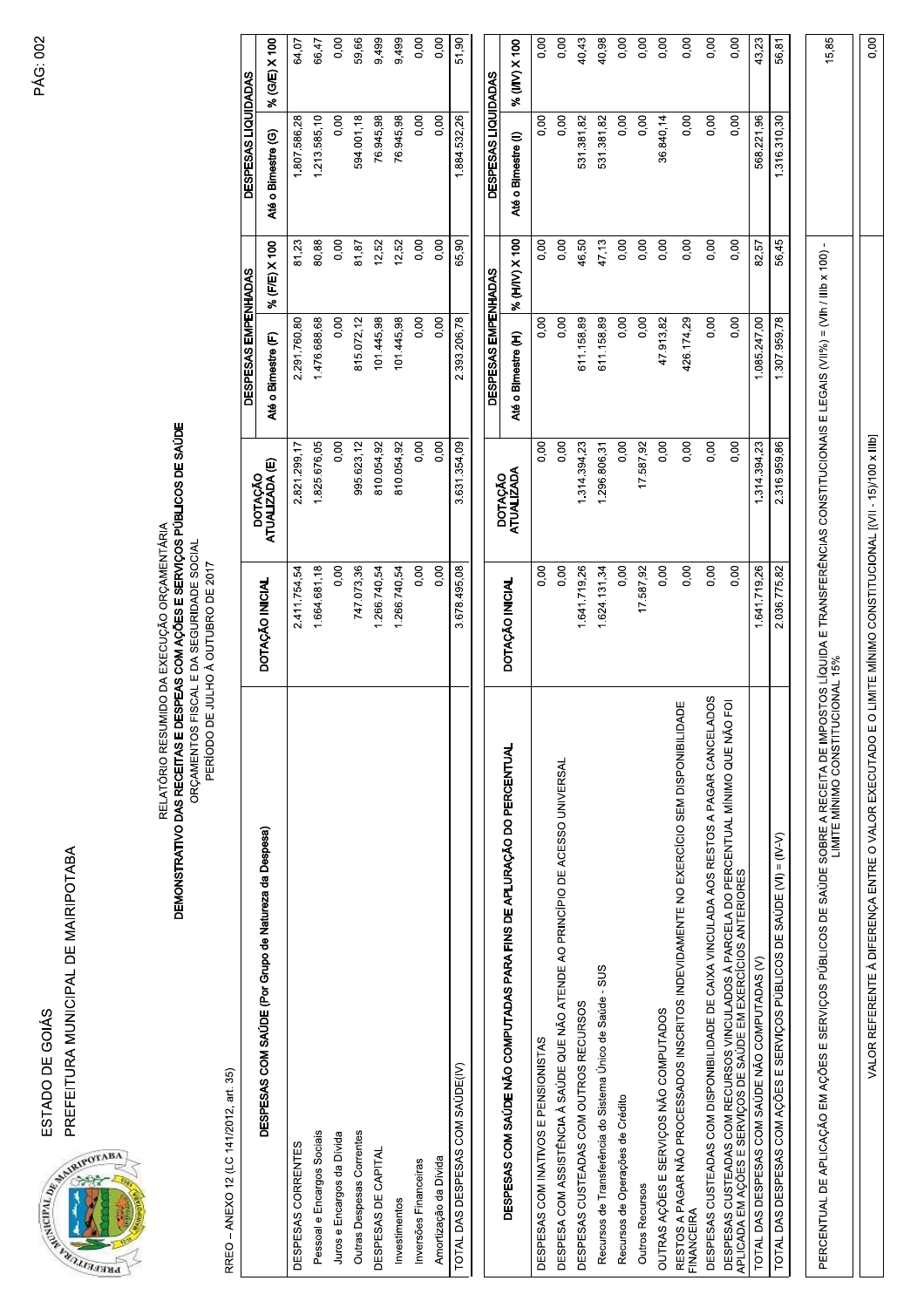ESTADO DE GOIÁS

PREFEITURA MUNICIPAL DE MAIRIPOTABA

RELATÓRIO RESUMIDO DA EXECUÇÃO ORÇAMENTÁRIA

**DEMONSTRATIVO DAS RECEITAS E DESPESAS COM AÇÕES E SERVIÇOS PÚBLICOS DE SAÚDE**

ORÇAMENTOS FISCAL E DA SEGURIDADE SOCIAL

PERÍODO DE JULHO À OUTUBRO DE 2017

RREO – ANEXO 12 (LC 141/2012, art. 35)

| DESPESAS COM SAÚDE (Por Grupo de Natureza da Despesa) | DOTAÇÃO INICIAL | DOTAÇÃO ATUALIZADA (E) | DESPESAS EMPENHADAS | | DESPESAS LIQUIDADAS | |
|---|---|---|---|---|---|---|
| | | | Até o Bimestre (F) | % (F/E) X 100 | Até o Bimestre (G) | % (G/E) X 100 |
| DESPESAS CORRENTES | 2.411.754,54 | 2.821.299,17 | 2.291.760,80 | 81,23 | 1.807.586,28 | 64,07 |
| Pessoal e Encargos Sociais | 1.664.681,18 | 1.825.676,05 | 1.476.688,68 | 80,88 | 1.213.585,10 | 66,47 |
| Juros e Encargos da Dívida | 0,00 | 0,00 | 0,00 | 0,00 | 0,00 | 0,00 |
| Outras Despesas Correntes | 747.073,36 | 995.623,12 | 815.072,12 | 81,87 | 594.001,18 | 59,66 |
| DESPESAS DE CAPITAL | 1.266.740,54 | 810.054,92 | 101.445,98 | 12,52 | 76.945,98 | 9,499 |
| Investimentos | 1.266.740,54 | 810.054,92 | 101.445,98 | 12,52 | 76.945,98 | 9,499 |
| Inversões Financeiras | 0,00 | 0,00 | 0,00 | 0,00 | 0,00 | 0,00 |
| Amortização da Dívida | 0,00 | 0,00 | 0,00 | 0,00 | 0,00 | 0,00 |
| TOTAL DAS DESPESAS COM SAÚDE(IV) | 3.678.495,08 | 3.631.354,09 | 2.393.206,78 | 65,90 | 1.884.532,26 | 51,90 |

| DESPESAS COM SAÚDE NÃO COMPUTADAS PARA FINS DE APURAÇÃO DO PERCENTUAL | DOTAÇÃO INICIAL | DOTAÇÃO ATUALIZADA | DESPESAS EMPENHADAS | | DESPESAS LIQUIDADAS | |
|---|---|---|---|---|---|---|
| | | | Até o Bimestre (H) | % (H/IV) X 100 | Até o Bimestre (I) | % (I/IV) X 100 |
| DESPESAS COM INATIVOS E PENSIONISTAS | 0,00 | 0,00 | 0,00 | 0,00 | 0,00 | 0,00 |
| DESPESA COM ASSISTÊNCIA À SAÚDE QUE NÃO ATENDE AO PRINCÍPIO DE ACESSO UNIVERSAL | 0,00 | 0,00 | 0,00 | 0,00 | 0,00 | 0,00 |
| DESPESAS CUSTEADAS COM OUTROS RECURSOS | 1.641.719,26 | 1.314.394,23 | 611.158,89 | 46,50 | 531.381,82 | 40,43 |
| Recursos de Transferência do Sistema Único de Saúde - SUS | 1.624.131,34 | 1.296.806,31 | 611.158,89 | 47,13 | 531.381,82 | 40,98 |
| Recursos de Operações de Crédito | 0,00 | 0,00 | 0,00 | 0,00 | 0,00 | 0,00 |
| Outros Recursos | 17.587,92 | 17.587,92 | 0,00 | 0,00 | 0,00 | 0,00 |
| OUTRAS AÇÕES E SERVIÇOS NÃO COMPUTADOS | 0,00 | 0,00 | 47.913,82 | 0,00 | 36.840,14 | 0,00 |
| RESTOS A PAGAR NÃO PROCESSADOS INSCRITOS INDEVIDAMENTE NO EXERCÍCIO SEM DISPONIBILIDADE FINANCEIRA | 0,00 | 0,00 | 426.174,29 | 0,00 | 0,00 | 0,00 |
| DESPESAS CUSTEADAS COM DISPONIBILIDADE DE CAIXA VINCULADA AOS RESTOS A PAGAR CANCELADOS | 0,00 | 0,00 | 0,00 | 0,00 | 0,00 | 0,00 |
| DESPESAS CUSTEADAS COM RECURSOS VINCULADOS À PARCELA DO PERCENTUAL MÍNIMO QUE NÃO FOI APLICADA EM AÇÕES E SERVIÇOS DE SAÚDE EM EXERCÍCIOS ANTERIORES | 0,00 | 0,00 | 0,00 | 0,00 | 0,00 | 0,00 |
| TOTAL DAS DESPESAS COM SAÚDE NÃO COMPUTADAS (V) | 1.641.719,26 | 1.314.394,23 | 1.085.247,00 | 82,57 | 568.221,96 | 43,23 |
| TOTAL DAS DESPESAS COM AÇÕES E SERVIÇOS PÚBLICOS DE SAÚDE (VI) = (IV-V) | 2.036.775,82 | 2.316.959,86 | 1.307.959,78 | 56,45 | 1.316.310,30 | 56,81 |

| | |
|---|---|
| PERCENTUAL DE APLICAÇÃO EM AÇÕES E SERVIÇOS PÚBLICOS DE SAÚDE SOBRE A RECEITA DE IMPOSTOS LÍQUIDA E TRANSFERÊNCIAS CONSTITUCIONAIS E LEGAIS (VII%) = (VIh / IIIb x 100) - LIMITE MÍNIMO CONSTITUCIONAL 15% | 15,85 |
| VALOR REFERENTE À DIFERENÇA ENTRE O VALOR EXECUTADO E O LIMITE MÍNIMO CONSTITUCIONAL [(VII - 15)/100 x IIIb] | 0,00 |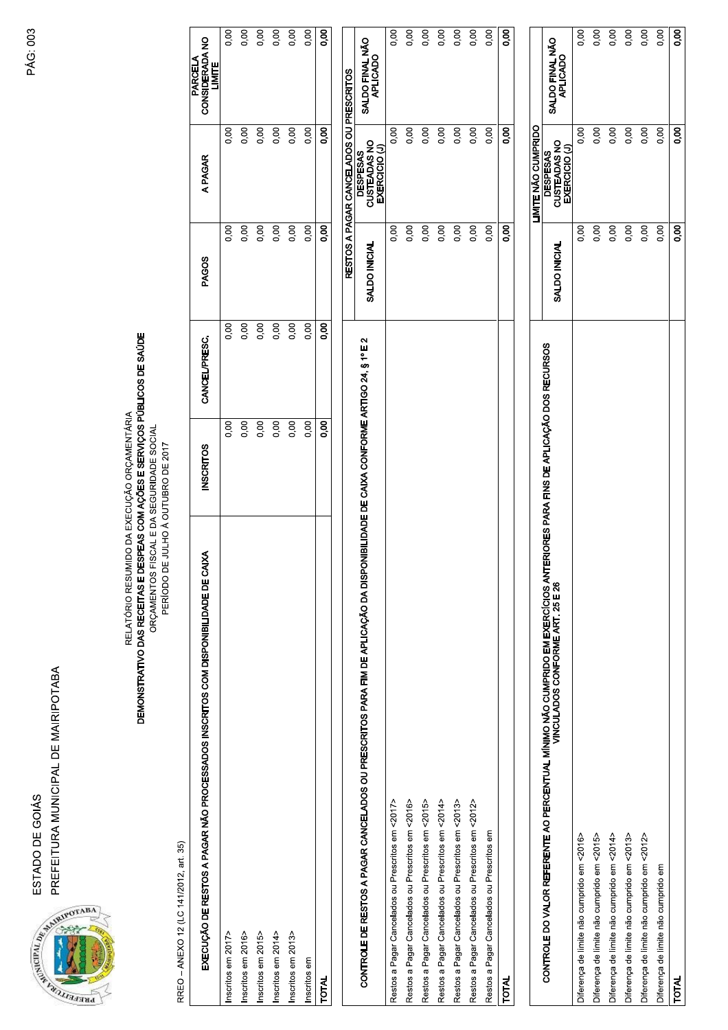ESTADO DE GOIÁS

PREFEITURA MUNICIPAL DE MAIRIPOTABA

RELATÓRIO RESUMIDO DA EXECUÇÃO ORÇAMENTÁRIA

**DEMONSTRATIVO DAS RECEITAS E DESPEAS COM AÇÕES E SERVIÇOS PÚBLICOS DE SAÚDE**

ORÇAMENTOS FISCAL E DA SEGURIDADE SOCIAL

PERÍODO DE JULHO À OUTUBRO DE 2017

RREO – ANEXO 12 (LC 141/2012, art. 35)

| EXECUÇÃO DE RESTOS A PAGAR NÃO PROCESSADOS INSCRITOS COM DISPONIBILIDADE DE CAIXA | INSCRITOS | CANCEL/PRESC. | PAGOS | A PAGAR | PARCELA CONSIDERADA NO LIMITE |
|---|---|---|---|---|---|
| Inscritos em 2017> | 0,00 | 0,00 | 0,00 | 0,00 | 0,00 |
| Inscritos em 2016> | 0,00 | 0,00 | 0,00 | 0,00 | 0,00 |
| Inscritos em 2015> | 0,00 | 0,00 | 0,00 | 0,00 | 0,00 |
| Inscritos em 2014> | 0,00 | 0,00 | 0,00 | 0,00 | 0,00 |
| Inscritos em 2013> | 0,00 | 0,00 | 0,00 | 0,00 | 0,00 |
| Inscritos em | 0,00 | 0,00 | 0,00 | 0,00 | 0,00 |
| **TOTAL** | **0,00** | **0,00** | **0,00** | **0,00** | **0,00** |

| CONTROLE DE RESTOS A PAGAR CANCELADOS OU PRESCRITOS PARA FIM DE APLICAÇÃO DA DISPONIBILIDADE DE CAIXA CONFORME ARTIGO 24, § 1º E 2 | RESTOS A PAGAR CANCELADOS OU PRESCRITOS | | |
|---|---|---|---|
| | SALDO INICIAL | DESPESAS CUSTEADAS NO EXERCICIO (J) | SALDO FINAL NÃO APLICADO |
| Restos a Pagar Cancelados ou Prescritos em <2017> | 0,00 | 0,00 | 0,00 |
| Restos a Pagar Cancelados ou Prescritos em <2016> | 0,00 | 0,00 | 0,00 |
| Restos a Pagar Cancelados ou Prescritos em <2015> | 0,00 | 0,00 | 0,00 |
| Restos a Pagar Cancelados ou Prescritos em <2014> | 0,00 | 0,00 | 0,00 |
| Restos a Pagar Cancelados ou Prescritos em <2013> | 0,00 | 0,00 | 0,00 |
| Restos a Pagar Cancelados ou Prescritos em <2012> | 0,00 | 0,00 | 0,00 |
| Restos a Pagar Cancelados ou Prescritos em | 0,00 | 0,00 | 0,00 |
| **TOTAL** | **0,00** | **0,00** | **0,00** |

| CONTROLE DO VALOR REFERENTE AO PERCENTUAL MÍNIMO NÃO CUMPRIDO EM EXERCÍCIOS ANTERIORES PARA FINS DE APLICAÇÃO DOS RECURSOS VINCULADOS CONFORME ART. 25 E 26 | LIMITE NÃO CUMPRIDO | | |
|---|---|---|---|
| | SALDO INICIAL | DESPESAS CUSTEADAS NO EXERCICIO (J) | SALDO FINAL NÃO APLICADO |
| Diferença de limite não cumprido em <2016> | 0,00 | 0,00 | 0,00 |
| Diferença de limite não cumprido em <2015> | 0,00 | 0,00 | 0,00 |
| Diferença de limite não cumprido em <2014> | 0,00 | 0,00 | 0,00 |
| Diferença de limite não cumprido em <2013> | 0,00 | 0,00 | 0,00 |
| Diferença de limite não cumprido em <2012> | 0,00 | 0,00 | 0,00 |
| Diferença de limite não cumprido em | 0,00 | 0,00 | 0,00 |
| **TOTAL** | **0,00** | **0,00** | **0,00** |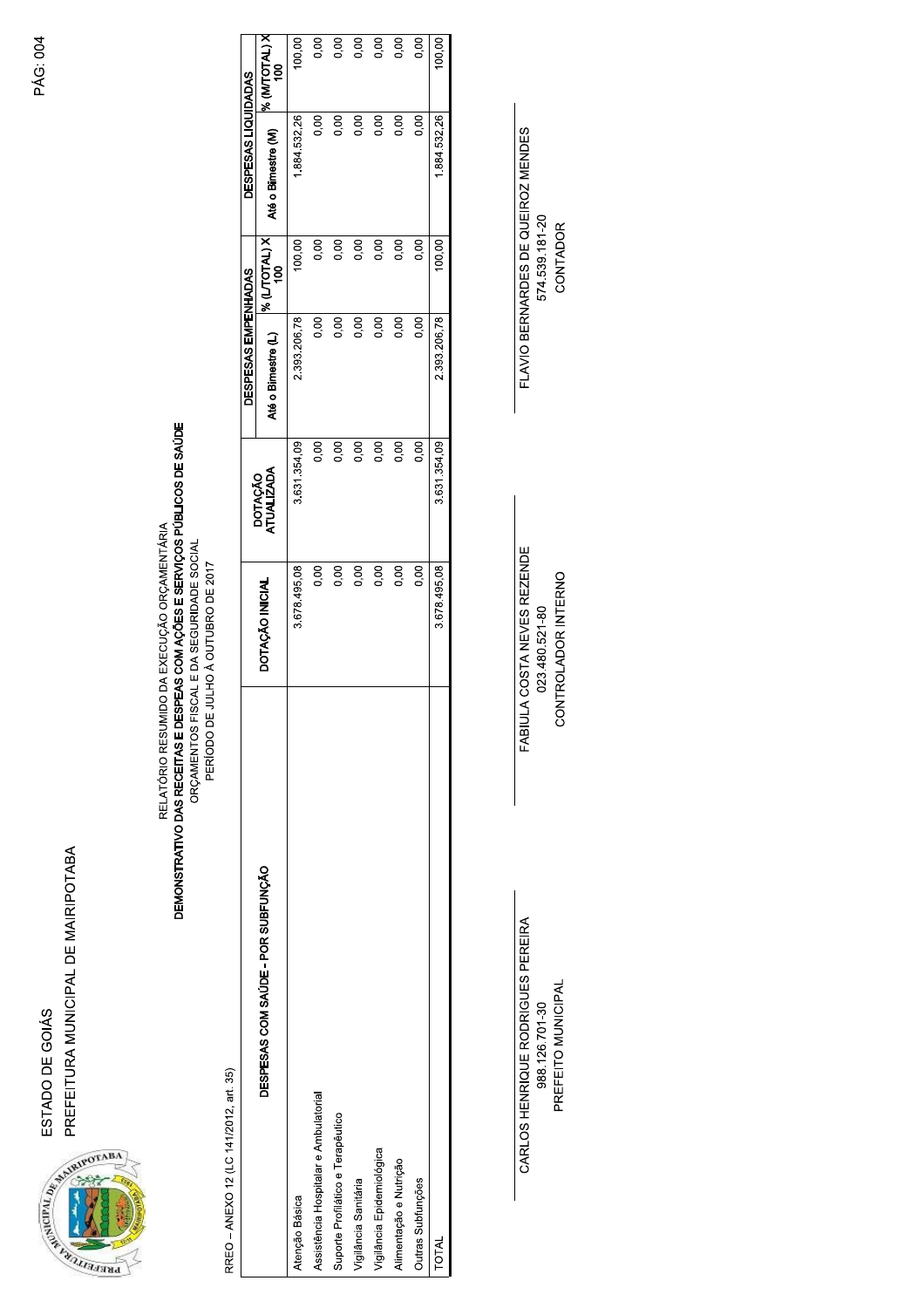ESTADO DE GOIÁS
PREFEITURA MUNICIPAL DE MAIRIPOTABA

RELATÓRIO RESUMIDO DA EXECUÇÃO ORÇAMENTÁRIA
**DEMONSTRATIVO DAS RECEITAS E DESPESAS COM AÇÕES E SERVIÇOS PÚBLICOS DE SAÚDE**
ORÇAMENTOS FISCAL E DA SEGURIDADE SOCIAL
PERÍODO DE JULHO À OUTUBRO DE 2017

RREO – ANEXO 12 (LC 141/2012, art. 35)

| DESPESAS COM SAÚDE - POR SUBFUNÇÃO | DOTAÇÃO INICIAL | DOTAÇÃO ATUALIZADA | DESPESAS EMPENHADAS | | DESPESAS LIQUIDADAS | |
|---|---|---|---|---|---|---|
| | | | Até o Bimestre (L) | % (L/TOTAL) X 100 | Até o Bimestre (M) | % (M/TOTAL) X 100 |
| Atenção Básica | 3.678.495,08 | 3.631.354,09 | 2.393.206,78 | 100,00 | 1.884.532,26 | 100,00 |
| Assistência Hospitalar e Ambulatorial | 0,00 | 0,00 | 0,00 | 0,00 | 0,00 | 0,00 |
| Suporte Profilático e Terapêutico | 0,00 | 0,00 | 0,00 | 0,00 | 0,00 | 0,00 |
| Vigilância Sanitária | 0,00 | 0,00 | 0,00 | 0,00 | 0,00 | 0,00 |
| Vigilância Epidemiológica | 0,00 | 0,00 | 0,00 | 0,00 | 0,00 | 0,00 |
| Alimentação e Nutrição | 0,00 | 0,00 | 0,00 | 0,00 | 0,00 | 0,00 |
| Outras Subfunções | 0,00 | 0,00 | 0,00 | 0,00 | 0,00 | 0,00 |
| TOTAL | 3.678.495,08 | 3.631.354,09 | 2.393.206,78 | 100,00 | 1.884.532,26 | 100,00 |

CARLOS HENRIQUE RODRIGUES PEREIRA
988.126.701-30
PREFEITO MUNICIPAL

FABIULA COSTA NEVES REZENDE
023.480.521-80
CONTROLADOR INTERNO

FLAVIO BERNARDES DE QUEIROZ MENDES
574.539.181-20
CONTADOR